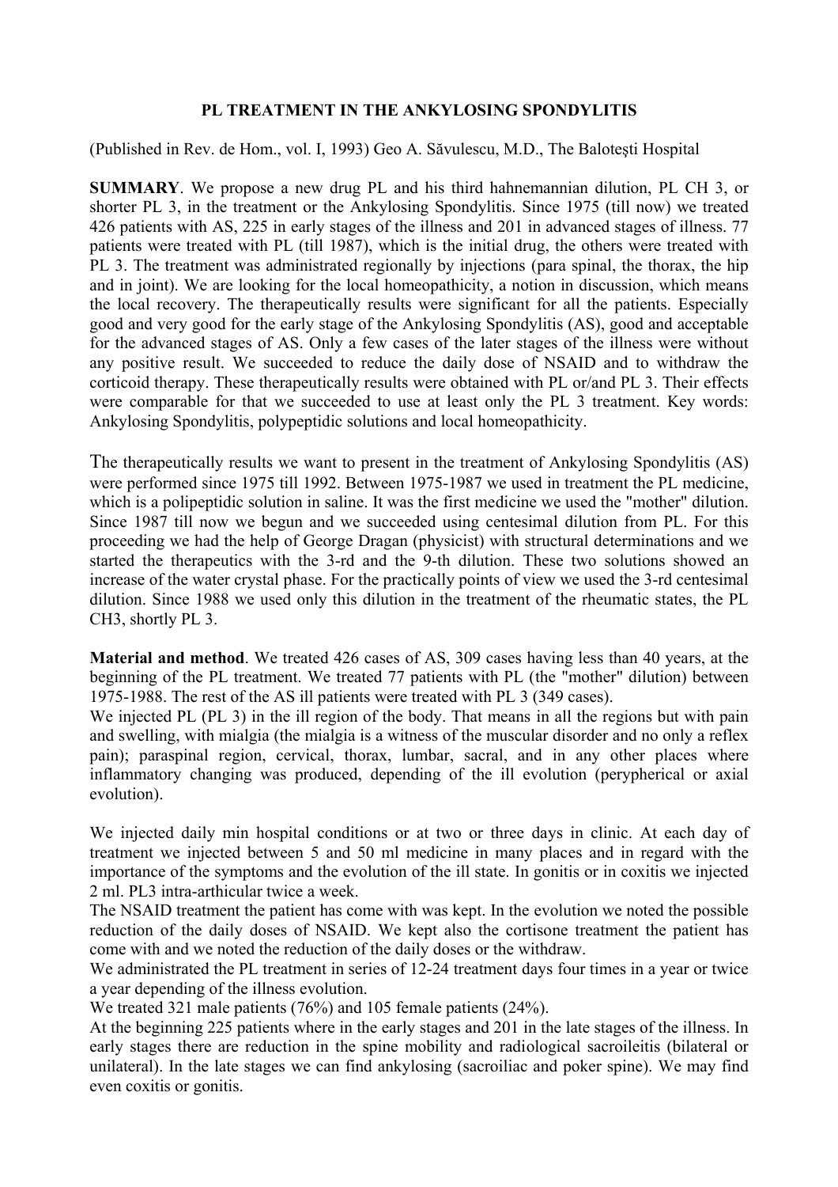# PL TREATMENT IN THE ANKYLOSING SPONDYLITIS

(Published in Rev. de Hom., vol. I, 1993) Geo A. Săvulescu, M.D., The Baloteşti Hospital

**SUMMARY**. We propose a new drug PL and his third hahnemannian dilution, PL CH 3, or shorter PL 3, in the treatment or the Ankylosing Spondylitis. Since 1975 (till now) we treated 426 patients with AS, 225 in early stages of the illness and 201 in advanced stages of illness. 77 patients were treated with PL (till 1987), which is the initial drug, the others were treated with PL 3. The treatment was administrated regionally by injections (para spinal, the thorax, the hip and in joint). We are looking for the local homeopathicity, a notion in discussion, which means the local recovery. The therapeutically results were significant for all the patients. Especially good and very good for the early stage of the Ankylosing Spondylitis (AS), good and acceptable for the advanced stages of AS. Only a few cases of the later stages of the illness were without any positive result. We succeeded to reduce the daily dose of NSAID and to withdraw the corticoid therapy. These therapeutically results were obtained with PL or/and PL 3. Their effects were comparable for that we succeeded to use at least only the PL 3 treatment. Key words: Ankylosing Spondylitis, polypeptidic solutions and local homeopathicity.

The therapeutically results we want to present in the treatment of Ankylosing Spondylitis (AS) were performed since 1975 till 1992. Between 1975-1987 we used in treatment the PL medicine, which is a polipeptidic solution in saline. It was the first medicine we used the "mother" dilution. Since 1987 till now we begun and we succeeded using centesimal dilution from PL. For this proceeding we had the help of George Dragan (physicist) with structural determinations and we started the therapeutics with the 3-rd and the 9-th dilution. These two solutions showed an increase of the water crystal phase. For the practically points of view we used the 3-rd centesimal dilution. Since 1988 we used only this dilution in the treatment of the rheumatic states, the PL CH3, shortly PL 3.

**Material and method**. We treated 426 cases of AS, 309 cases having less than 40 years, at the beginning of the PL treatment. We treated 77 patients with PL (the "mother" dilution) between 1975-1988. The rest of the AS ill patients were treated with PL 3 (349 cases).

We injected PL (PL 3) in the ill region of the body. That means in all the regions but with pain and swelling, with mialgia (the mialgia is a witness of the muscular disorder and no only a reflex pain); paraspinal region, cervical, thorax, lumbar, sacral, and in any other places where inflammatory changing was produced, depending of the ill evolution (perypherical or axial evolution).

We injected daily min hospital conditions or at two or three days in clinic. At each day of treatment we injected between 5 and 50 ml medicine in many places and in regard with the importance of the symptoms and the evolution of the ill state. In gonitis or in coxitis we injected 2 ml. PL3 intra-arthicular twice a week.

The NSAID treatment the patient has come with was kept. In the evolution we noted the possible reduction of the daily doses of NSAID. We kept also the cortisone treatment the patient has come with and we noted the reduction of the daily doses or the withdraw.

We administrated the PL treatment in series of 12-24 treatment days four times in a year or twice a year depending of the illness evolution.

We treated 321 male patients (76%) and 105 female patients (24%).

At the beginning 225 patients where in the early stages and 201 in the late stages of the illness. In early stages there are reduction in the spine mobility and radiological sacroileitis (bilateral or unilateral). In the late stages we can find ankylosing (sacroiliac and poker spine). We may find even coxitis or gonitis.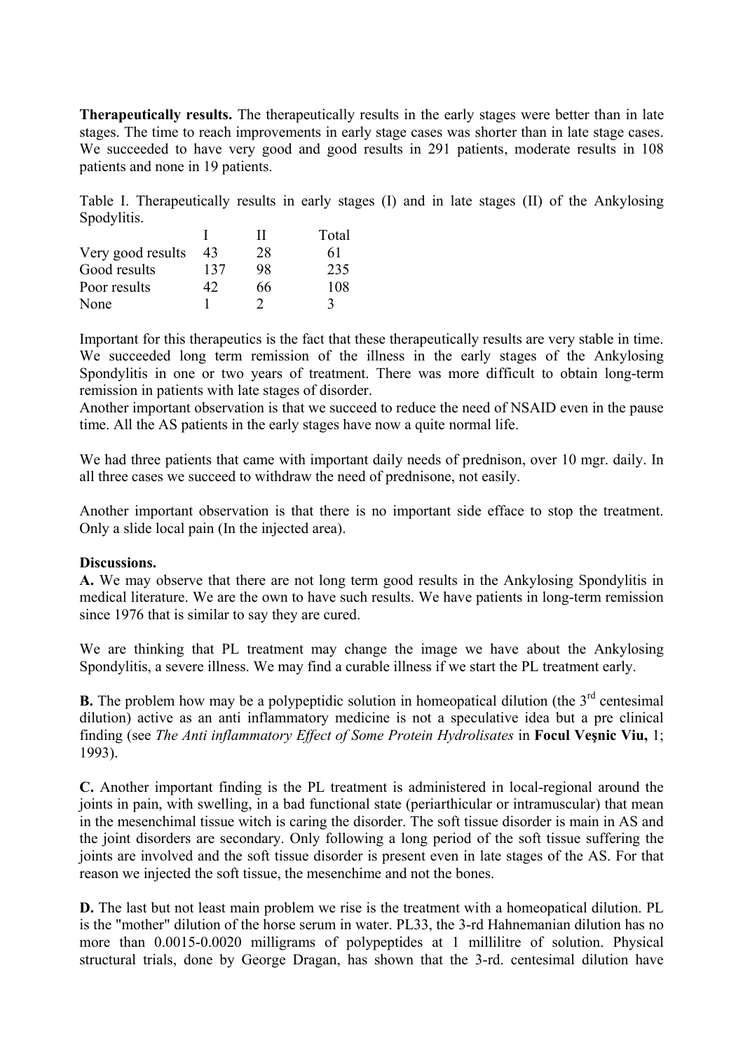**Therapeutically results.** The therapeutically results in the early stages were better than in late stages. The time to reach improvements in early stage cases was shorter than in late stage cases. We succeeded to have very good and good results in 291 patients, moderate results in 108 patients and none in 19 patients.

Table I. Therapeutically results in early stages (I) and in late stages (II) of the Ankylosing Spodylitis.

| | I | II | Total |
|---|---|---|---|
| Very good results | 43 | 28 | 61 |
| Good results | 137 | 98 | 235 |
| Poor results | 42 | 66 | 108 |
| None | 1 | 2 | 3 |

Important for this therapeutics is the fact that these therapeutically results are very stable in time. We succeeded long term remission of the illness in the early stages of the Ankylosing Spondylitis in one or two years of treatment. There was more difficult to obtain long-term remission in patients with late stages of disorder.
Another important observation is that we succeed to reduce the need of NSAID even in the pause time. All the AS patients in the early stages have now a quite normal life.

We had three patients that came with important daily needs of prednison, over 10 mgr. daily. In all three cases we succeed to withdraw the need of prednisone, not easily.

Another important observation is that there is no important side efface to stop the treatment. Only a slide local pain (In the injected area).

**Discussions.**

**A.** We may observe that there are not long term good results in the Ankylosing Spondylitis in medical literature. We are the own to have such results. We have patients in long-term remission since 1976 that is similar to say they are cured.

We are thinking that PL treatment may change the image we have about the Ankylosing Spondylitis, a severe illness. We may find a curable illness if we start the PL treatment early.

**B.** The problem how may be a polypeptidic solution in homeopatical dilution (the 3[rd] centesimal dilution) active as an anti inflammatory medicine is not a speculative idea but a pre clinical finding (see *The Anti inflammatory Effect of Some Protein Hydrolisates* in **Focul Veşnic Viu,** 1; 1993).

**C.** Another important finding is the PL treatment is administered in local-regional around the joints in pain, with swelling, in a bad functional state (periarthicular or intramuscular) that mean in the mesenchimal tissue witch is caring the disorder. The soft tissue disorder is main in AS and the joint disorders are secondary. Only following a long period of the soft tissue suffering the joints are involved and the soft tissue disorder is present even in late stages of the AS. For that reason we injected the soft tissue, the mesenchime and not the bones.

**D.** The last but not least main problem we rise is the treatment with a homeopatical dilution. PL is the "mother" dilution of the horse serum in water. PL33, the 3-rd Hahnemanian dilution has no more than 0.0015-0.0020 milligrams of polypeptides at 1 millilitre of solution. Physical structural trials, done by George Dragan, has shown that the 3-rd. centesimal dilution have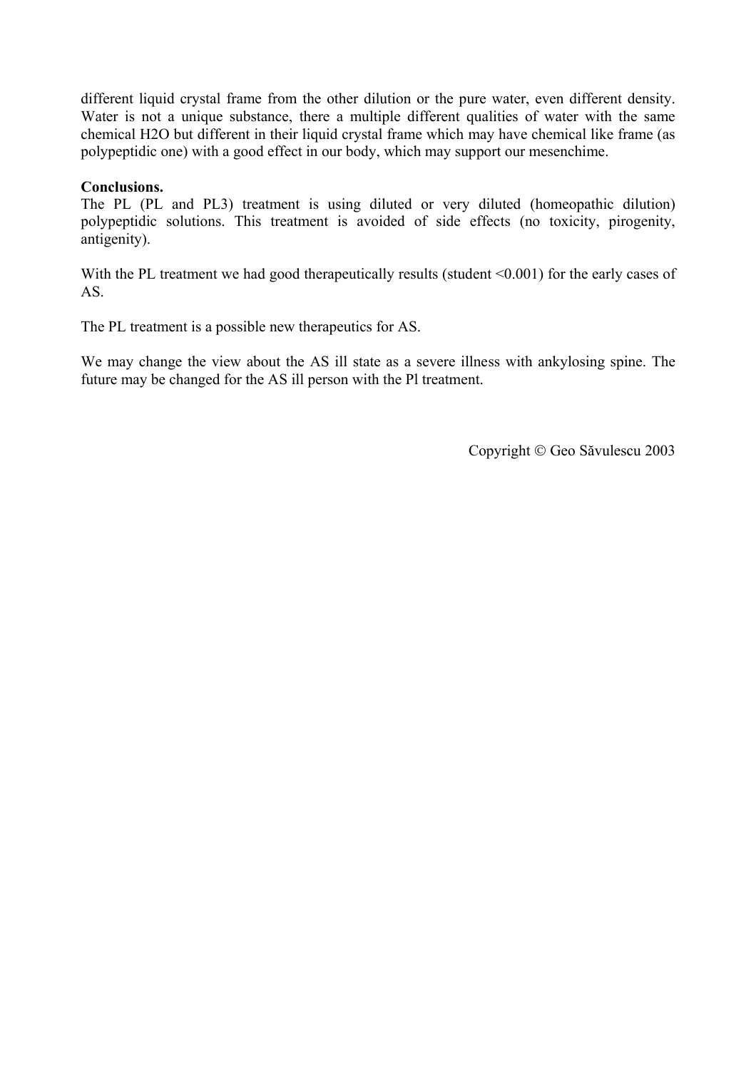different liquid crystal frame from the other dilution or the pure water, even different density. Water is not a unique substance, there a multiple different qualities of water with the same chemical $H_2O$ but different in their liquid crystal frame which may have chemical like frame (as polypeptidic one) with a good effect in our body, which may support our mesenchime.

**Conclusions.**
The PL (PL and PL3) treatment is using diluted or very diluted (homeopathic dilution) polypeptidic solutions. This treatment is avoided of side effects (no toxicity, pirogenity, antigenity).

With the PL treatment we had good therapeutically results (student $<0.001$) for the early cases of AS.

The PL treatment is a possible new therapeutics for AS.

We may change the view about the AS ill state as a severe illness with ankylosing spine. The future may be changed for the AS ill person with the Pl treatment.

Copyright © Geo Săvulescu 2003